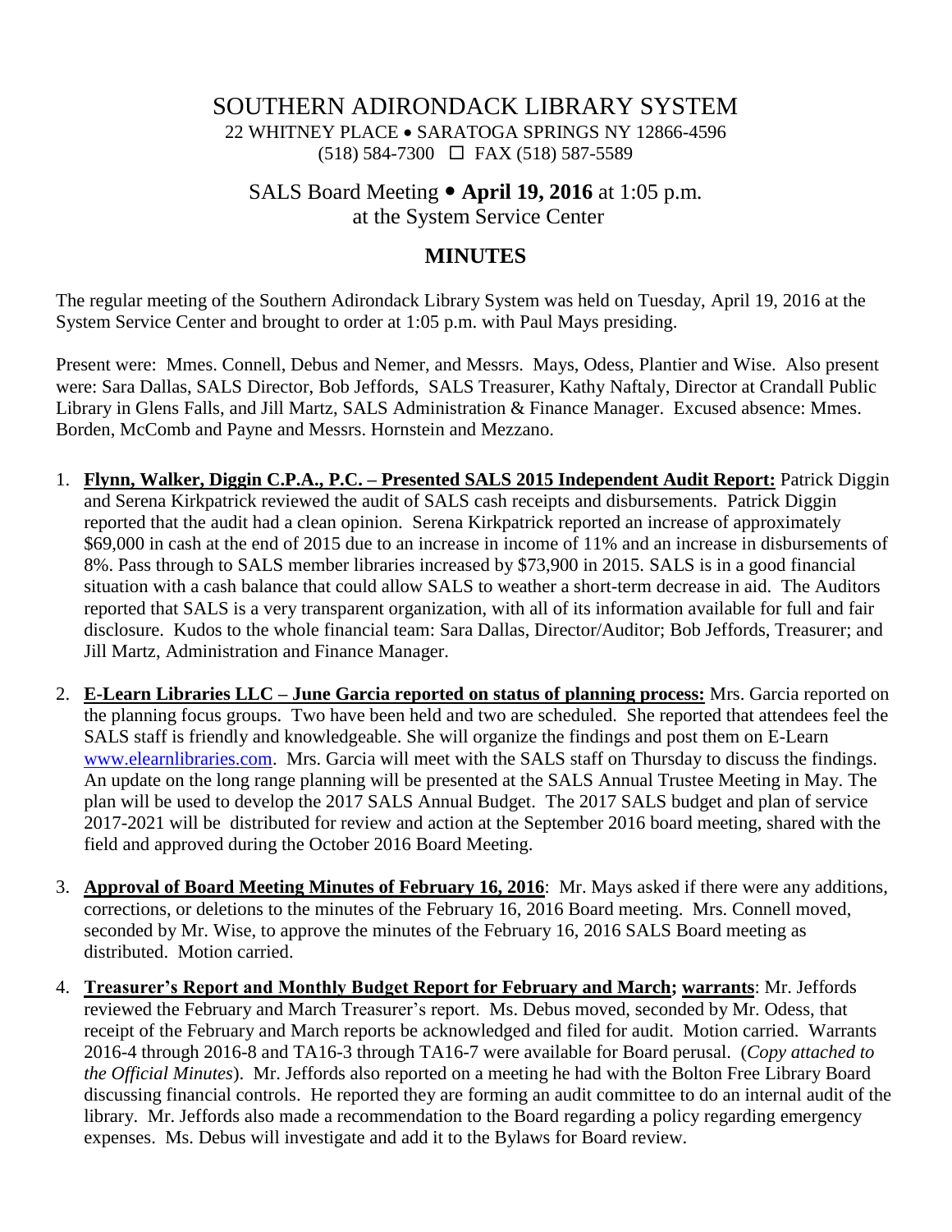# SOUTHERN ADIRONDACK LIBRARY SYSTEM

22 WHITNEY PLACE • SARATOGA SPRINGS NY 12866-4596
(518) 584-7300 ☐ FAX (518) 587-5589

## SALS Board Meeting • **April 19, 2016** at 1:05 p.m.
## at the System Service Center

## MINUTES

The regular meeting of the Southern Adirondack Library System was held on Tuesday, April 19, 2016 at the System Service Center and brought to order at 1:05 p.m. with Paul Mays presiding.

Present were: Mmes. Connell, Debus and Nemer, and Messrs. Mays, Odess, Plantier and Wise. Also present were: Sara Dallas, SALS Director, Bob Jeffords, SALS Treasurer, Kathy Naftaly, Director at Crandall Public Library in Glens Falls, and Jill Martz, SALS Administration & Finance Manager. Excused absence: Mmes. Borden, McComb and Payne and Messrs. Hornstein and Mezzano.

1. **Flynn, Walker, Diggin C.P.A., P.C. – Presented SALS 2015 Independent Audit Report:** Patrick Diggin and Serena Kirkpatrick reviewed the audit of SALS cash receipts and disbursements. Patrick Diggin reported that the audit had a clean opinion. Serena Kirkpatrick reported an increase of approximately $69,000 in cash at the end of 2015 due to an increase in income of 11% and an increase in disbursements of 8%. Pass through to SALS member libraries increased by $73,900 in 2015. SALS is in a good financial situation with a cash balance that could allow SALS to weather a short-term decrease in aid. The Auditors reported that SALS is a very transparent organization, with all of its information available for full and fair disclosure. Kudos to the whole financial team: Sara Dallas, Director/Auditor; Bob Jeffords, Treasurer; and Jill Martz, Administration and Finance Manager.

2. **E-Learn Libraries LLC – June Garcia reported on status of planning process:** Mrs. Garcia reported on the planning focus groups. Two have been held and two are scheduled. She reported that attendees feel the SALS staff is friendly and knowledgeable. She will organize the findings and post them on E-Learn www.elearnlibraries.com. Mrs. Garcia will meet with the SALS staff on Thursday to discuss the findings. An update on the long range planning will be presented at the SALS Annual Trustee Meeting in May. The plan will be used to develop the 2017 SALS Annual Budget. The 2017 SALS budget and plan of service 2017-2021 will be distributed for review and action at the September 2016 board meeting, shared with the field and approved during the October 2016 Board Meeting.

3. **Approval of Board Meeting Minutes of February 16, 2016**: Mr. Mays asked if there were any additions, corrections, or deletions to the minutes of the February 16, 2016 Board meeting. Mrs. Connell moved, seconded by Mr. Wise, to approve the minutes of the February 16, 2016 SALS Board meeting as distributed. Motion carried.

4. **Treasurer's Report and Monthly Budget Report for February and March; warrants**: Mr. Jeffords reviewed the February and March Treasurer's report. Ms. Debus moved, seconded by Mr. Odess, that receipt of the February and March reports be acknowledged and filed for audit. Motion carried. Warrants 2016-4 through 2016-8 and TA16-3 through TA16-7 were available for Board perusal. (*Copy attached to the Official Minutes*). Mr. Jeffords also reported on a meeting he had with the Bolton Free Library Board discussing financial controls. He reported they are forming an audit committee to do an internal audit of the library. Mr. Jeffords also made a recommendation to the Board regarding a policy regarding emergency expenses. Ms. Debus will investigate and add it to the Bylaws for Board review.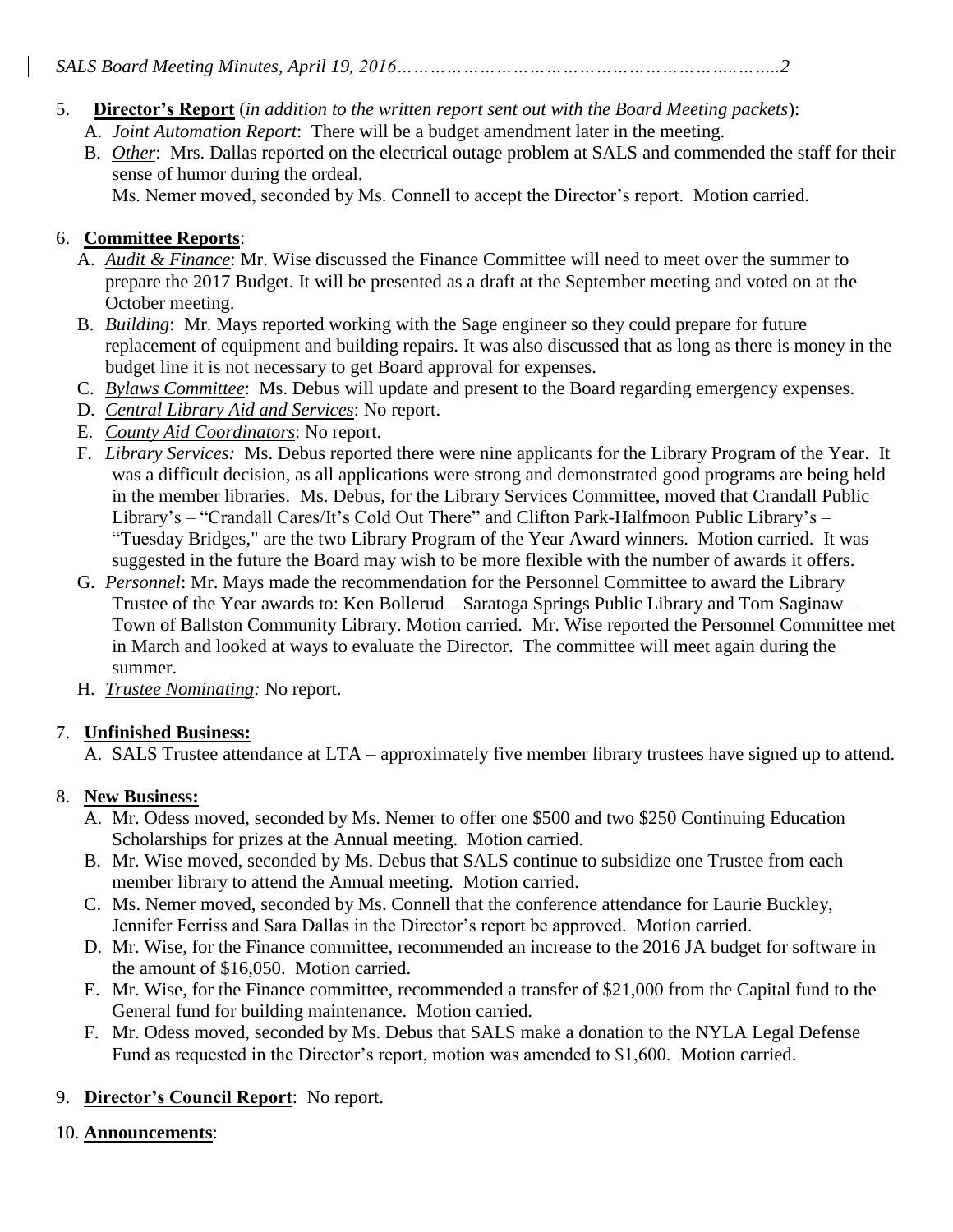5. **Director's Report** (*in addition to the written report sent out with the Board Meeting packets*):
   A. *Joint Automation Report*: There will be a budget amendment later in the meeting.
   B. *Other*: Mrs. Dallas reported on the electrical outage problem at SALS and commended the staff for their sense of humor during the ordeal.
      Ms. Nemer moved, seconded by Ms. Connell to accept the Director's report. Motion carried.

6. **Committee Reports**:
   A. *Audit & Finance*: Mr. Wise discussed the Finance Committee will need to meet over the summer to prepare the 2017 Budget. It will be presented as a draft at the September meeting and voted on at the October meeting.
   B. *Building*: Mr. Mays reported working with the Sage engineer so they could prepare for future replacement of equipment and building repairs. It was also discussed that as long as there is money in the budget line it is not necessary to get Board approval for expenses.
   C. *Bylaws Committee*: Ms. Debus will update and present to the Board regarding emergency expenses.
   D. *Central Library Aid and Services*: No report.
   E. *County Aid Coordinators*: No report.
   F. *Library Services:* Ms. Debus reported there were nine applicants for the Library Program of the Year. It was a difficult decision, as all applications were strong and demonstrated good programs are being held in the member libraries. Ms. Debus, for the Library Services Committee, moved that Crandall Public Library's – "Crandall Cares/It's Cold Out There" and Clifton Park-Halfmoon Public Library's – "Tuesday Bridges," are the two Library Program of the Year Award winners. Motion carried. It was suggested in the future the Board may wish to be more flexible with the number of awards it offers.
   G. *Personnel*: Mr. Mays made the recommendation for the Personnel Committee to award the Library Trustee of the Year awards to: Ken Bollerud – Saratoga Springs Public Library and Tom Saginaw – Town of Ballston Community Library. Motion carried. Mr. Wise reported the Personnel Committee met in March and looked at ways to evaluate the Director. The committee will meet again during the summer.
   H. *Trustee Nominating:* No report.

7. **Unfinished Business:**
   A. SALS Trustee attendance at LTA – approximately five member library trustees have signed up to attend.

8. **New Business:**
   A. Mr. Odess moved, seconded by Ms. Nemer to offer one $500 and two $250 Continuing Education Scholarships for prizes at the Annual meeting. Motion carried.
   B. Mr. Wise moved, seconded by Ms. Debus that SALS continue to subsidize one Trustee from each member library to attend the Annual meeting. Motion carried.
   C. Ms. Nemer moved, seconded by Ms. Connell that the conference attendance for Laurie Buckley, Jennifer Ferriss and Sara Dallas in the Director's report be approved. Motion carried.
   D. Mr. Wise, for the Finance committee, recommended an increase to the 2016 JA budget for software in the amount of $16,050. Motion carried.
   E. Mr. Wise, for the Finance committee, recommended a transfer of $21,000 from the Capital fund to the General fund for building maintenance. Motion carried.
   F. Mr. Odess moved, seconded by Ms. Debus that SALS make a donation to the NYLA Legal Defense Fund as requested in the Director's report, motion was amended to $1,600. Motion carried.

9. **Director's Council Report**: No report.

10. **Announcements**: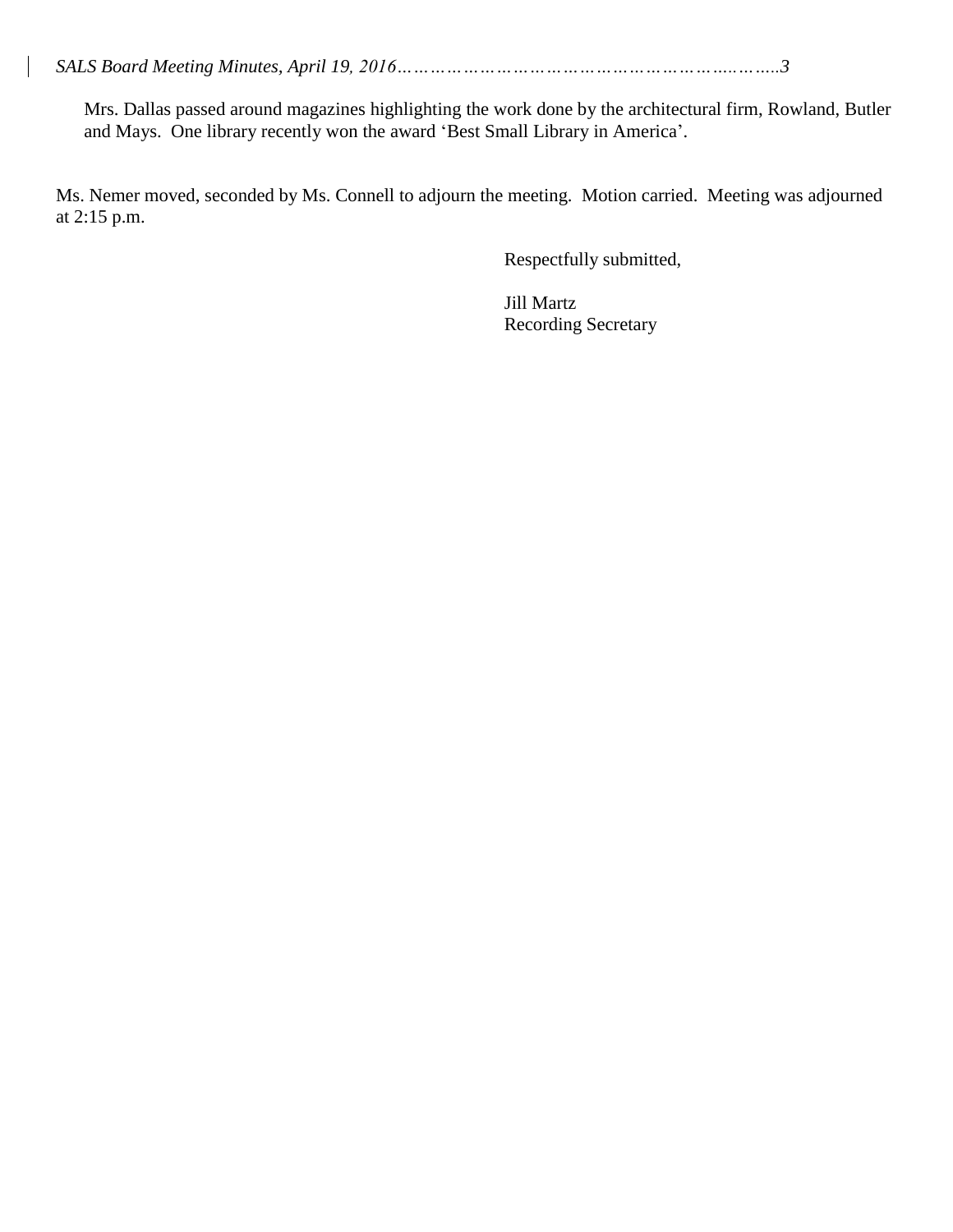Mrs. Dallas passed around magazines highlighting the work done by the architectural firm, Rowland, Butler and Mays. One library recently won the award 'Best Small Library in America'.

Ms. Nemer moved, seconded by Ms. Connell to adjourn the meeting. Motion carried. Meeting was adjourned at 2:15 p.m.

Respectfully submitted,

Jill Martz
Recording Secretary